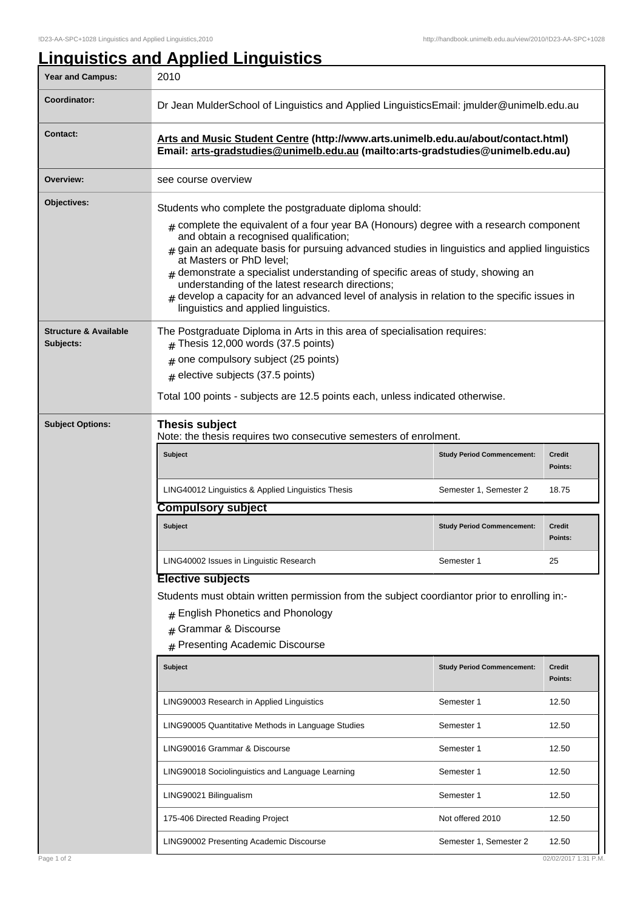# Linguistics and Applied Linguistics

| Year and Campus: | 2010 |
|---|---|
| Coordinator: | Dr Jean MulderSchool of Linguistics and Applied LinguisticsEmail: jmulder@unimelb.edu.au |
| Contact: | **Arts and Music Student Centre (http://www.arts.unimelb.edu.au/about/contact.html) Email: arts-gradstudies@unimelb.edu.au (mailto:arts-gradstudies@unimelb.edu.au)** |
| Overview: | see course overview |

**Objectives:**

Students who complete the postgraduate diploma should:

- complete the equivalent of a four year BA (Honours) degree with a research component and obtain a recognised qualification;
- gain an adequate basis for pursuing advanced studies in linguistics and applied linguistics at Masters or PhD level;
- demonstrate a specialist understanding of specific areas of study, showing an understanding of the latest research directions;
- develop a capacity for an advanced level of analysis in relation to the specific issues in linguistics and applied linguistics.

**Structure & Available Subjects:**

The Postgraduate Diploma in Arts in this area of specialisation requires:

- Thesis 12,000 words (37.5 points)
- one compulsory subject (25 points)
- elective subjects (37.5 points)

Total 100 points - subjects are 12.5 points each, unless indicated otherwise.

**Subject Options:**

### Thesis subject

Note: the thesis requires two consecutive semesters of enrolment.

| Subject | Study Period Commencement: | Credit Points: |
|---|---|---|
| LING40012 Linguistics & Applied Linguistics Thesis | Semester 1, Semester 2 | 18.75 |

### Compulsory subject

| Subject | Study Period Commencement: | Credit Points: |
|---|---|---|
| LING40002 Issues in Linguistic Research | Semester 1 | 25 |

### Elective subjects

Students must obtain written permission from the subject coordiantor prior to enrolling in:-

- English Phonetics and Phonology
- Grammar & Discourse
- Presenting Academic Discourse

| Subject | Study Period Commencement: | Credit Points: |
|---|---|---|
| LING90003 Research in Applied Linguistics | Semester 1 | 12.50 |
| LING90005 Quantitative Methods in Language Studies | Semester 1 | 12.50 |
| LING90016 Grammar & Discourse | Semester 1 | 12.50 |
| LING90018 Sociolinguistics and Language Learning | Semester 1 | 12.50 |
| LING90021 Bilingualism | Semester 1 | 12.50 |
| 175-406 Directed Reading Project | Not offered 2010 | 12.50 |
| LING90002 Presenting Academic Discourse | Semester 1, Semester 2 | 12.50 |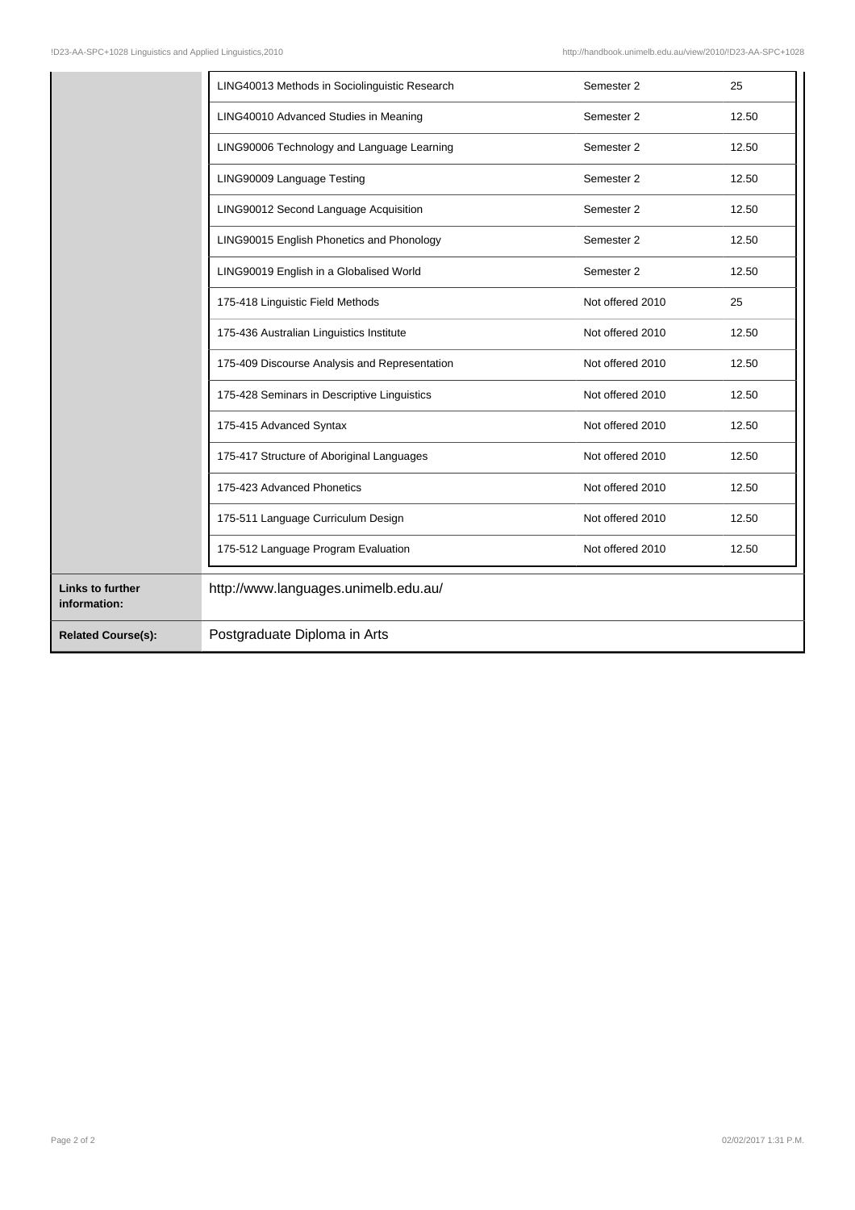| | | | |
|---|---|---|---|
| | LING40013 Methods in Sociolinguistic Research | Semester 2 | 25 |
| | LING40010 Advanced Studies in Meaning | Semester 2 | 12.50 |
| | LING90006 Technology and Language Learning | Semester 2 | 12.50 |
| | LING90009 Language Testing | Semester 2 | 12.50 |
| | LING90012 Second Language Acquisition | Semester 2 | 12.50 |
| | LING90015 English Phonetics and Phonology | Semester 2 | 12.50 |
| | LING90019 English in a Globalised World | Semester 2 | 12.50 |
| | 175-418 Linguistic Field Methods | Not offered 2010 | 25 |
| | 175-436 Australian Linguistics Institute | Not offered 2010 | 12.50 |
| | 175-409 Discourse Analysis and Representation | Not offered 2010 | 12.50 |
| | 175-428 Seminars in Descriptive Linguistics | Not offered 2010 | 12.50 |
| | 175-415 Advanced Syntax | Not offered 2010 | 12.50 |
| | 175-417 Structure of Aboriginal Languages | Not offered 2010 | 12.50 |
| | 175-423 Advanced Phonetics | Not offered 2010 | 12.50 |
| | 175-511 Language Curriculum Design | Not offered 2010 | 12.50 |
| | 175-512 Language Program Evaluation | Not offered 2010 | 12.50 |
| **Links to further information:** | http://www.languages.unimelb.edu.au/ | | |
| **Related Course(s):** | Postgraduate Diploma in Arts | | |